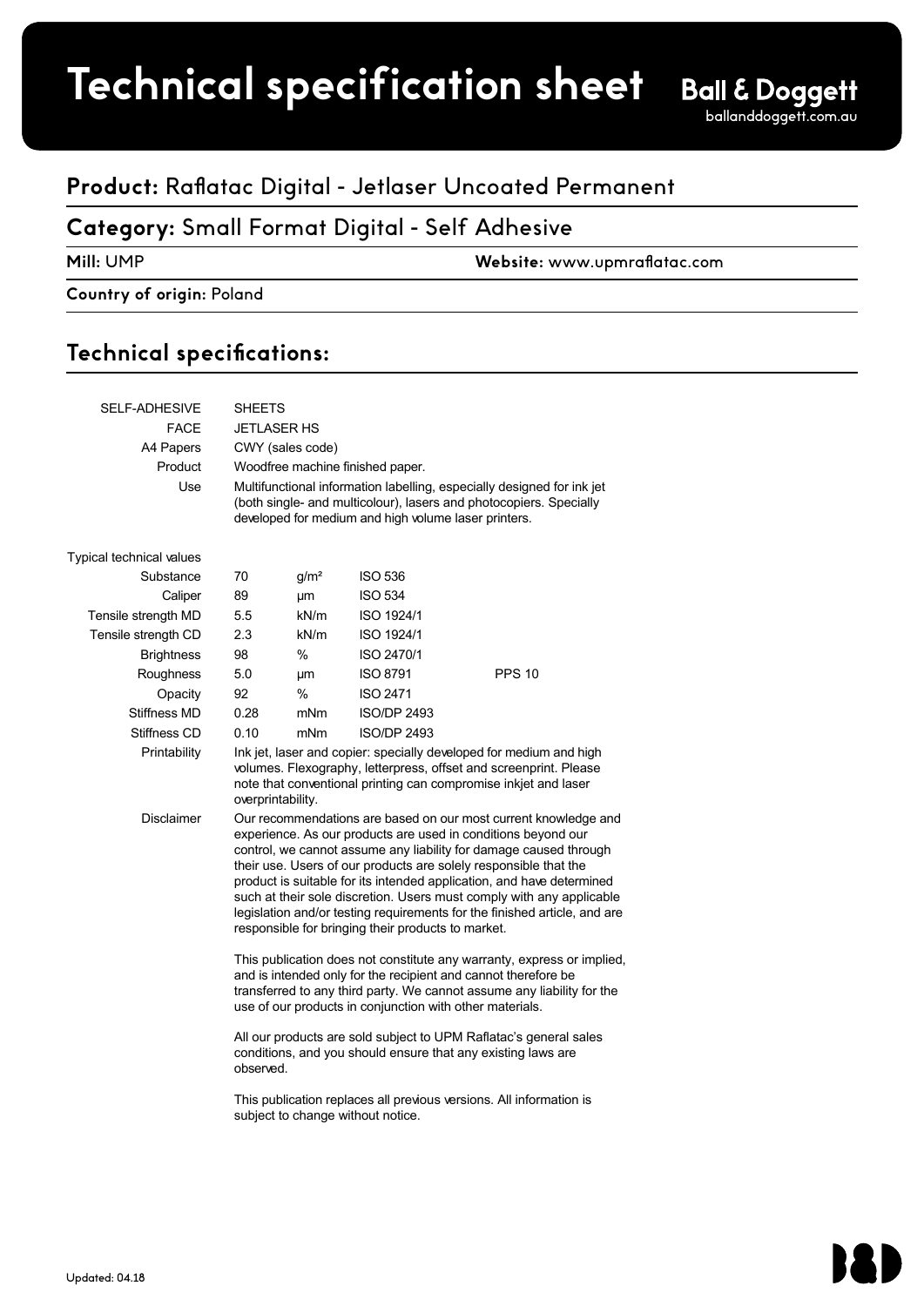# Technical specification sheet

**Ball & Doggett**
balanddoggett.com.au

## **Product:** Raflatac Digital - Jetlaser Uncoated Permanent

## **Category:** Small Format Digital - Self Adhesive

**Mill:** UMP

**Website:** www.upmraflatac.com

**Country of origin:** Poland

## Technical specifications:

| | | | | |
|---|---|---|---|---|
| SELF-ADHESIVE | SHEETS | | | |
| FACE | JETLASER HS | | | |
| A4 Papers | CWY (sales code) | | | |
| Product | Woodfree machine finished paper. | | | |
| Use | Multifunctional information labelling, especially designed for ink jet (both single- and multicolour), lasers and photocopiers. Specially developed for medium and high volume laser printers. | | | |
| Typical technical values | | | | |
| Substance | 70 | g/m² | ISO 536 | |
| Caliper | 89 | µm | ISO 534 | |
| Tensile strength MD | 5.5 | kN/m | ISO 1924/1 | |
| Tensile strength CD | 2.3 | kN/m | ISO 1924/1 | |
| Brightness | 98 | % | ISO 2470/1 | |
| Roughness | 5.0 | µm | ISO 8791 | PPS 10 |
| Opacity | 92 | % | ISO 2471 | |
| Stiffness MD | 0.28 | mNm | ISO/DP 2493 | |
| Stiffness CD | 0.10 | mNm | ISO/DP 2493 | |
| Printability | Ink jet, laser and copier: specially developed for medium and high volumes. Flexography, letterpress, offset and screenprint. Please note that conventional printing can compromise inkjet and laser overprintability. | | | |

**Disclaimer**

Our recommendations are based on our most current knowledge and experience. As our products are used in conditions beyond our control, we cannot assume any liability for damage caused through their use. Users of our products are solely responsible that the product is suitable for its intended application, and have determined such at their sole discretion. Users must comply with any applicable legislation and/or testing requirements for the finished article, and are responsible for bringing their products to market.

This publication does not constitute any warranty, express or implied, and is intended only for the recipient and cannot therefore be transferred to any third party. We cannot assume any liability for the use of our products in conjunction with other materials.

All our products are sold subject to UPM Raflatac's general sales conditions, and you should ensure that any existing laws are observed.

This publication replaces all previous versions. All information is subject to change without notice.

Updated: 04.18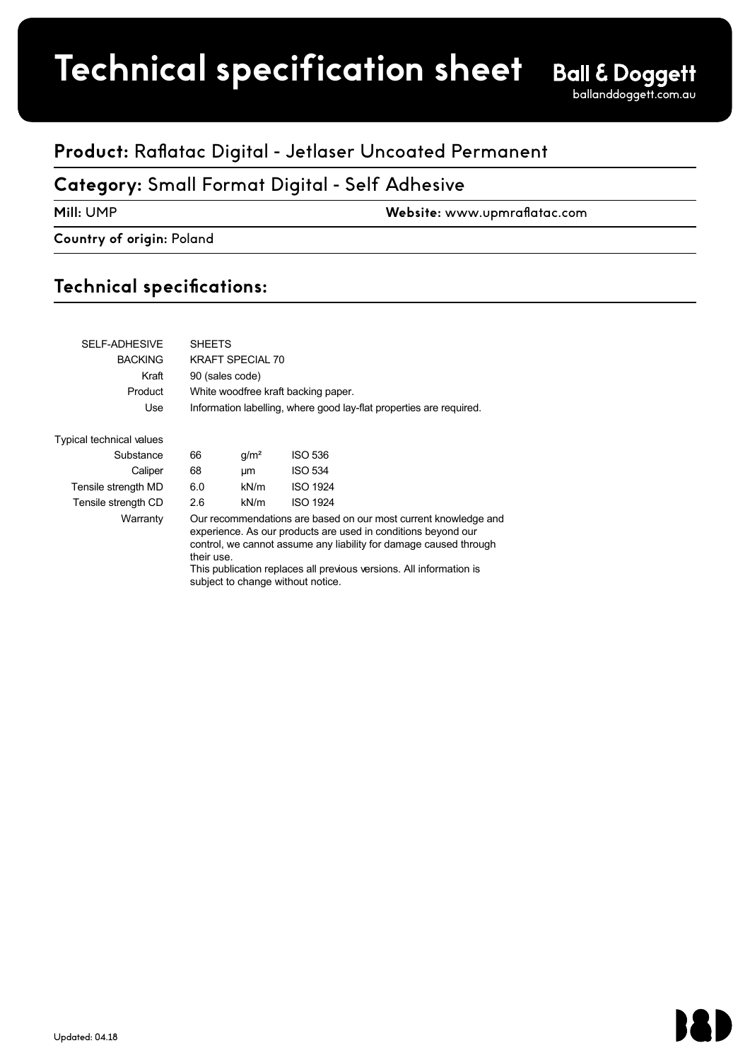# Technical specification sheet

Ball & Doggett
balland doggett.com.au

## Product: Raflatac Digital - Jetlaser Uncoated Permanent

## Category: Small Format Digital - Self Adhesive

**Mill:** UMP **Website:** www.upmraflatac.com

**Country of origin:** Poland

## Technical specifications:

| | | | |
|---|---|---|---|
| SELF-ADHESIVE | SHEETS | | |
| BACKING | KRAFT SPECIAL 70 | | |
| Kraft | 90 (sales code) | | |
| Product | White woodfree kraft backing paper. | | |
| Use | Information labelling, where good lay-flat properties are required. | | |
| Typical technical values | | | |
| Substance | 66 | g/m² | ISO 536 |
| Caliper | 68 | µm | ISO 534 |
| Tensile strength MD | 6.0 | kN/m | ISO 1924 |
| Tensile strength CD | 2.6 | kN/m | ISO 1924 |
| Warranty | Our recommendations are based on our most current knowledge and experience. As our products are used in conditions beyond our control, we cannot assume any liability for damage caused through their use. This publication replaces all previous versions. All information is subject to change without notice. | | |

Updated: 04.18